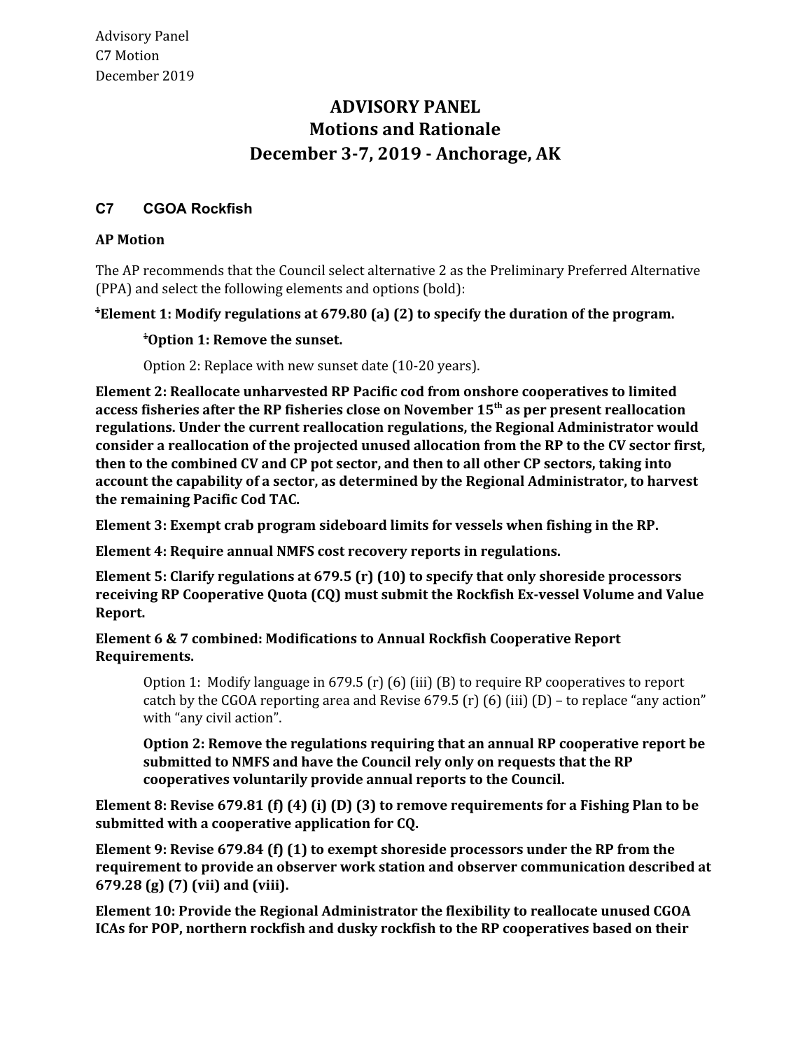Advisory Panel
C7 Motion
December 2019

# ADVISORY PANEL
## Motions and Rationale
## December 3-7, 2019 - Anchorage, AK

### C7 CGOA Rockfish

**AP Motion**

The AP recommends that the Council select alternative 2 as the Preliminary Preferred Alternative (PPA) and select the following elements and options (bold):

**[+]Element 1: Modify regulations at 679.80 (a) (2) to specify the duration of the program.**

> **[+]Option 1: Remove the sunset.**
>
> Option 2: Replace with new sunset date (10-20 years).

**Element 2: Reallocate unharvested RP Pacific cod from onshore cooperatives to limited access fisheries after the RP fisheries close on November 15th as per present reallocation regulations. Under the current reallocation regulations, the Regional Administrator would consider a reallocation of the projected unused allocation from the RP to the CV sector first, then to the combined CV and CP pot sector, and then to all other CP sectors, taking into account the capability of a sector, as determined by the Regional Administrator, to harvest the remaining Pacific Cod TAC.**

**Element 3: Exempt crab program sideboard limits for vessels when fishing in the RP.**

**Element 4: Require annual NMFS cost recovery reports in regulations.**

**Element 5: Clarify regulations at 679.5 (r) (10) to specify that only shoreside processors receiving RP Cooperative Quota (CQ) must submit the Rockfish Ex-vessel Volume and Value Report.**

**Element 6 & 7 combined: Modifications to Annual Rockfish Cooperative Report Requirements.**

> Option 1: Modify language in 679.5 (r) (6) (iii) (B) to require RP cooperatives to report catch by the CGOA reporting area and Revise 679.5 (r) (6) (iii) (D) – to replace "any action" with "any civil action".
>
> **Option 2: Remove the regulations requiring that an annual RP cooperative report be submitted to NMFS and have the Council rely only on requests that the RP cooperatives voluntarily provide annual reports to the Council.**

**Element 8: Revise 679.81 (f) (4) (i) (D) (3) to remove requirements for a Fishing Plan to be submitted with a cooperative application for CQ.**

**Element 9: Revise 679.84 (f) (1) to exempt shoreside processors under the RP from the requirement to provide an observer work station and observer communication described at 679.28 (g) (7) (vii) and (viii).**

**Element 10: Provide the Regional Administrator the flexibility to reallocate unused CGOA ICAs for POP, northern rockfish and dusky rockfish to the RP cooperatives based on their**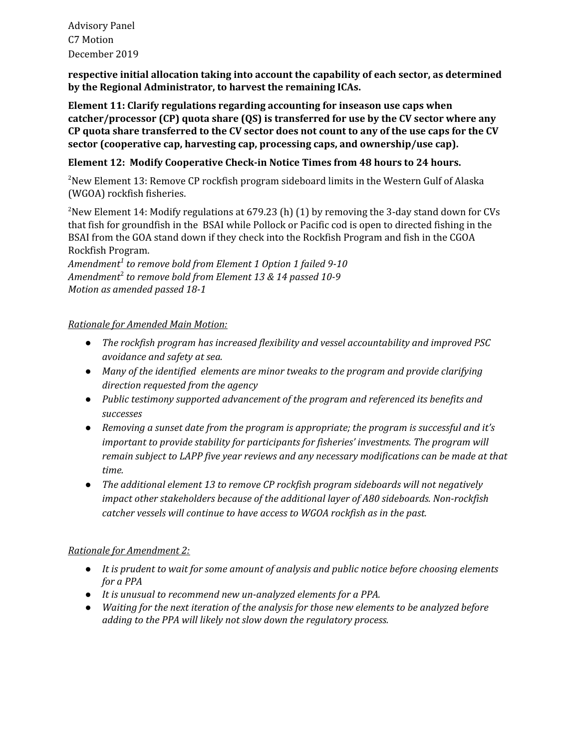**respective initial allocation taking into account the capability of each sector, as determined by the Regional Administrator, to harvest the remaining ICAs.**

**Element 11: Clarify regulations regarding accounting for inseason use caps when catcher/processor (CP) quota share (QS) is transferred for use by the CV sector where any CP quota share transferred to the CV sector does not count to any of the use caps for the CV sector (cooperative cap, harvesting cap, processing caps, and ownership/use cap).**

**Element 12: Modify Cooperative Check-in Notice Times from 48 hours to 24 hours.**

[2]New Element 13: Remove CP rockfish program sideboard limits in the Western Gulf of Alaska (WGOA) rockfish fisheries.

[2]New Element 14: Modify regulations at 679.23 (h) (1) by removing the 3-day stand down for CVs that fish for groundfish in the BSAI while Pollock or Pacific cod is open to directed fishing in the BSAI from the GOA stand down if they check into the Rockfish Program and fish in the CGOA Rockfish Program.

*Amendment[1] to remove bold from Element 1 Option 1 failed 9-10*
*Amendment[2] to remove bold from Element 13 & 14 passed 10-9*
*Motion as amended passed 18-1*

*Rationale for Amended Main Motion:*

- *The rockfish program has increased flexibility and vessel accountability and improved PSC avoidance and safety at sea.*
- *Many of the identified elements are minor tweaks to the program and provide clarifying direction requested from the agency*
- *Public testimony supported advancement of the program and referenced its benefits and successes*
- *Removing a sunset date from the program is appropriate; the program is successful and it's important to provide stability for participants for fisheries' investments. The program will remain subject to LAPP five year reviews and any necessary modifications can be made at that time.*
- *The additional element 13 to remove CP rockfish program sideboards will not negatively impact other stakeholders because of the additional layer of A80 sideboards. Non-rockfish catcher vessels will continue to have access to WGOA rockfish as in the past.*

*Rationale for Amendment 2:*

- *It is prudent to wait for some amount of analysis and public notice before choosing elements for a PPA*
- *It is unusual to recommend new un-analyzed elements for a PPA.*
- *Waiting for the next iteration of the analysis for those new elements to be analyzed before adding to the PPA will likely not slow down the regulatory process.*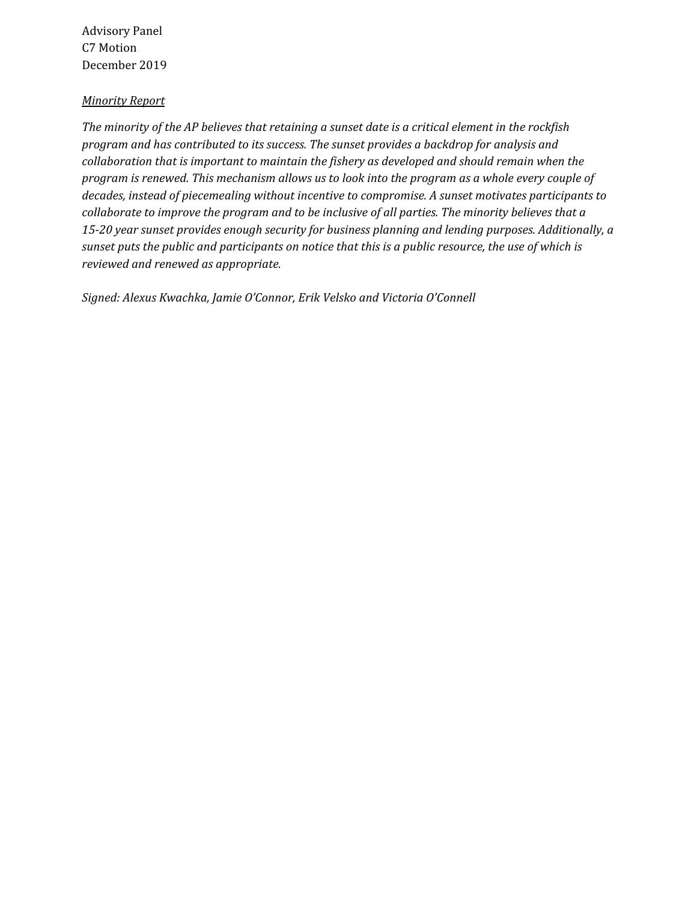Advisory Panel
C7 Motion
December 2019

*<u>Minority Report</u>*

*The minority of the AP believes that retaining a sunset date is a critical element in the rockfish program and has contributed to its success. The sunset provides a backdrop for analysis and collaboration that is important to maintain the fishery as developed and should remain when the program is renewed. This mechanism allows us to look into the program as a whole every couple of decades, instead of piecemealing without incentive to compromise. A sunset motivates participants to collaborate to improve the program and to be inclusive of all parties. The minority believes that a 15-20 year sunset provides enough security for business planning and lending purposes. Additionally, a sunset puts the public and participants on notice that this is a public resource, the use of which is reviewed and renewed as appropriate.*

*Signed: Alexus Kwachka, Jamie O'Connor, Erik Velsko and Victoria O'Connell*